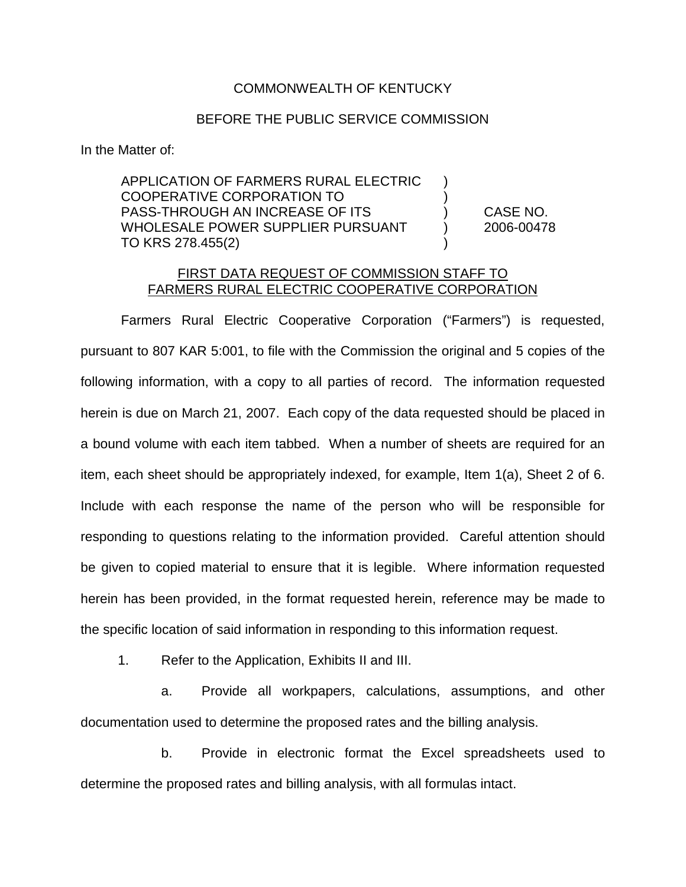COMMONWEALTH OF KENTUCKY

BEFORE THE PUBLIC SERVICE COMMISSION

In the Matter of:

| | | |
|---|---|---|
| APPLICATION OF FARMERS RURAL ELECTRIC COOPERATIVE CORPORATION TO PASS-THROUGH AN INCREASE OF ITS WHOLESALE POWER SUPPLIER PURSUANT TO KRS 278.455(2) | ) | CASE NO. 2006-00478 |

FIRST DATA REQUEST OF COMMISSION STAFF TO FARMERS RURAL ELECTRIC COOPERATIVE CORPORATION

Farmers Rural Electric Cooperative Corporation ("Farmers") is requested, pursuant to 807 KAR 5:001, to file with the Commission the original and 5 copies of the following information, with a copy to all parties of record. The information requested herein is due on March 21, 2007. Each copy of the data requested should be placed in a bound volume with each item tabbed. When a number of sheets are required for an item, each sheet should be appropriately indexed, for example, Item 1(a), Sheet 2 of 6. Include with each response the name of the person who will be responsible for responding to questions relating to the information provided. Careful attention should be given to copied material to ensure that it is legible. Where information requested herein has been provided, in the format requested herein, reference may be made to the specific location of said information in responding to this information request.

1. Refer to the Application, Exhibits II and III.

   a. Provide all workpapers, calculations, assumptions, and other documentation used to determine the proposed rates and the billing analysis.

   b. Provide in electronic format the Excel spreadsheets used to determine the proposed rates and billing analysis, with all formulas intact.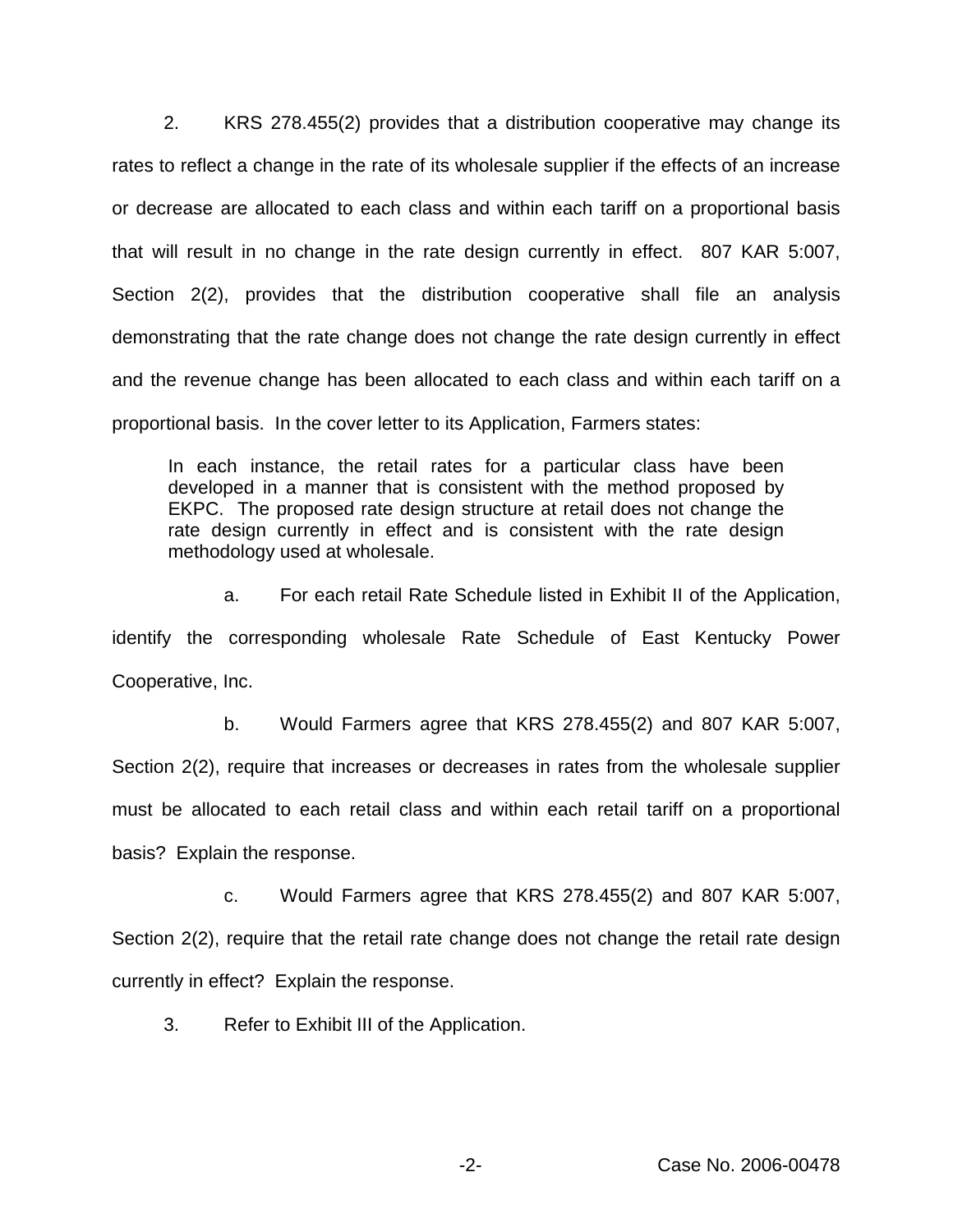2. KRS 278.455(2) provides that a distribution cooperative may change its rates to reflect a change in the rate of its wholesale supplier if the effects of an increase or decrease are allocated to each class and within each tariff on a proportional basis that will result in no change in the rate design currently in effect. 807 KAR 5:007, Section 2(2), provides that the distribution cooperative shall file an analysis demonstrating that the rate change does not change the rate design currently in effect and the revenue change has been allocated to each class and within each tariff on a proportional basis. In the cover letter to its Application, Farmers states:

> In each instance, the retail rates for a particular class have been developed in a manner that is consistent with the method proposed by EKPC. The proposed rate design structure at retail does not change the rate design currently in effect and is consistent with the rate design methodology used at wholesale.

a. For each retail Rate Schedule listed in Exhibit II of the Application, identify the corresponding wholesale Rate Schedule of East Kentucky Power Cooperative, Inc.

b. Would Farmers agree that KRS 278.455(2) and 807 KAR 5:007, Section 2(2), require that increases or decreases in rates from the wholesale supplier must be allocated to each retail class and within each retail tariff on a proportional basis? Explain the response.

c. Would Farmers agree that KRS 278.455(2) and 807 KAR 5:007, Section 2(2), require that the retail rate change does not change the retail rate design currently in effect? Explain the response.

3. Refer to Exhibit III of the Application.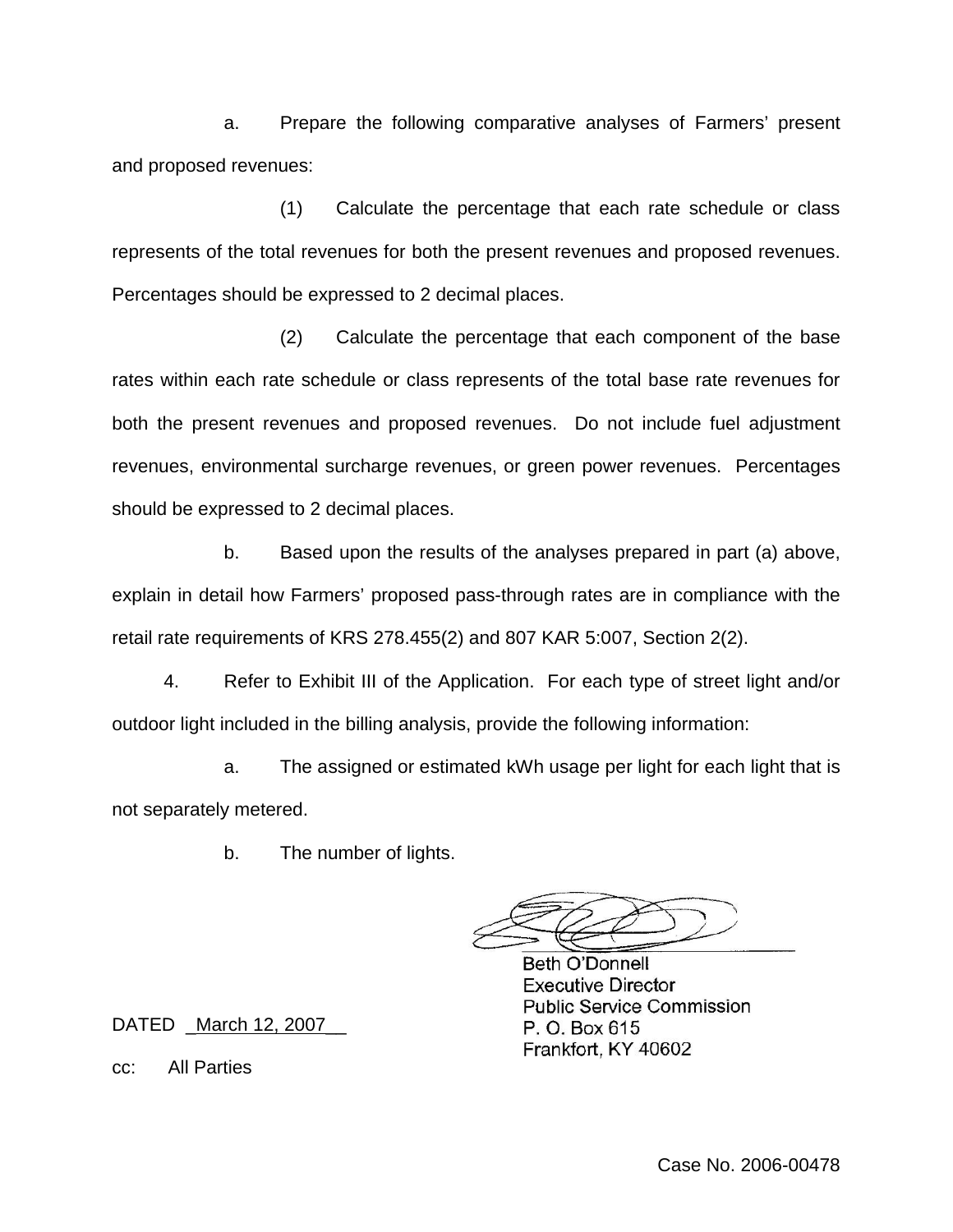a. Prepare the following comparative analyses of Farmers' present and proposed revenues:

(1) Calculate the percentage that each rate schedule or class represents of the total revenues for both the present revenues and proposed revenues. Percentages should be expressed to 2 decimal places.

(2) Calculate the percentage that each component of the base rates within each rate schedule or class represents of the total base rate revenues for both the present revenues and proposed revenues. Do not include fuel adjustment revenues, environmental surcharge revenues, or green power revenues. Percentages should be expressed to 2 decimal places.

b. Based upon the results of the analyses prepared in part (a) above, explain in detail how Farmers' proposed pass-through rates are in compliance with the retail rate requirements of KRS 278.455(2) and 807 KAR 5:007, Section 2(2).

4. Refer to Exhibit III of the Application. For each type of street light and/or outdoor light included in the billing analysis, provide the following information:

a. The assigned or estimated kWh usage per light for each light that is not separately metered.

b. The number of lights.

Beth O'Donnell
Executive Director
Public Service Commission
P. O. Box 615
Frankfort, KY 40602

DATED March 12, 2007

cc: All Parties

Case No. 2006-00478